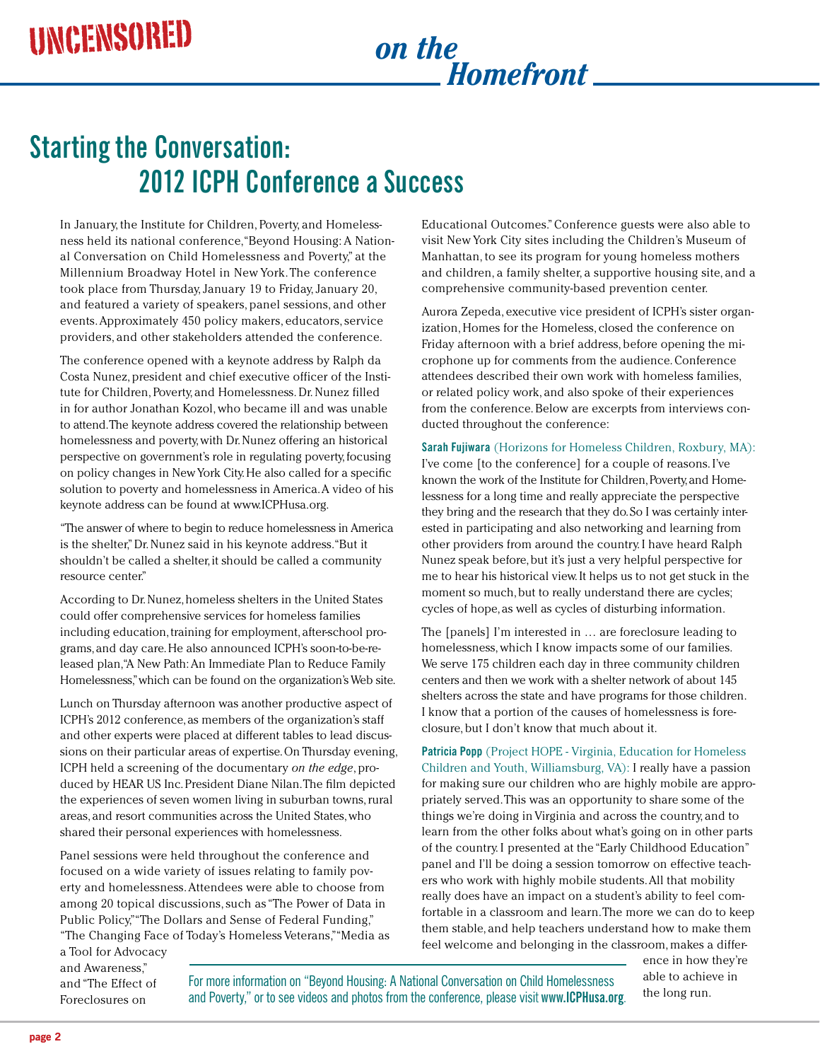# Starting the Conversation: 2012 ICPH Conference a Success

In January, the Institute for Children, Poverty, and Homelessness held its national conference, "Beyond Housing: A National Conversation on Child Homelessness and Poverty," at the Millennium Broadway Hotel in New York. The conference took place from Thursday, January 19 to Friday, January 20, and featured a variety of speakers, panel sessions, and other events. Approximately 450 policy makers, educators, service providers, and other stakeholders attended the conference.

The conference opened with a keynote address by Ralph da Costa Nunez, president and chief executive officer of the Institute for Children, Poverty, and Homelessness. Dr. Nunez filled in for author Jonathan Kozol, who became ill and was unable to attend. The keynote address covered the relationship between homelessness and poverty, with Dr. Nunez offering an historical perspective on government's role in regulating poverty, focusing on policy changes in New York City. He also called for a specific solution to poverty and homelessness in America. A video of his keynote address can be found at www.ICPHusa.org.

"The answer of where to begin to reduce homelessness in America is the shelter," Dr. Nunez said in his keynote address. "But it shouldn't be called a shelter, it should be called a community resource center."

According to Dr. Nunez, homeless shelters in the United States could offer comprehensive services for homeless families including education, training for employment, after-school programs, and day care. He also announced ICPH's soon-to-be-released plan, "A New Path: An Immediate Plan to Reduce Family Homelessness," which can be found on the organization's Web site.

Lunch on Thursday afternoon was another productive aspect of ICPH's 2012 conference, as members of the organization's staff and other experts were placed at different tables to lead discussions on their particular areas of expertise. On Thursday evening, ICPH held a screening of the documentary *on the edge*, produced by HEAR US Inc. President Diane Nilan. The film depicted the experiences of seven women living in suburban towns, rural areas, and resort communities across the United States, who shared their personal experiences with homelessness.

Panel sessions were held throughout the conference and focused on a wide variety of issues relating to family poverty and homelessness. Attendees were able to choose from among 20 topical discussions, such as "The Power of Data in Public Policy," "The Dollars and Sense of Federal Funding," "The Changing Face of Today's Homeless Veterans," "Media as a Tool for Advocacy and Awareness," and "The Effect of Foreclosures on Educational Outcomes." Conference guests were also able to visit New York City sites including the Children's Museum of Manhattan, to see its program for young homeless mothers and children, a family shelter, a supportive housing site, and a comprehensive community-based prevention center.

Aurora Zepeda, executive vice president of ICPH's sister organization, Homes for the Homeless, closed the conference on Friday afternoon with a brief address, before opening the microphone up for comments from the audience. Conference attendees described their own work with homeless families, or related policy work, and also spoke of their experiences from the conference. Below are excerpts from interviews conducted throughout the conference:

**Sarah Fujiwara** (Horizons for Homeless Children, Roxbury, MA): I've come [to the conference] for a couple of reasons. I've known the work of the Institute for Children, Poverty, and Homelessness for a long time and really appreciate the perspective they bring and the research that they do. So I was certainly interested in participating and also networking and learning from other providers from around the country. I have heard Ralph Nunez speak before, but it's just a very helpful perspective for me to hear his historical view. It helps us to not get stuck in the moment so much, but to really understand there are cycles; cycles of hope, as well as cycles of disturbing information.

The [panels] I'm interested in … are foreclosure leading to homelessness, which I know impacts some of our families. We serve 175 children each day in three community children centers and then we work with a shelter network of about 145 shelters across the state and have programs for those children. I know that a portion of the causes of homelessness is foreclosure, but I don't know that much about it.

**Patricia Popp** (Project HOPE - Virginia, Education for Homeless Children and Youth, Williamsburg, VA): I really have a passion for making sure our children who are highly mobile are appropriately served. This was an opportunity to share some of the things we're doing in Virginia and across the country, and to learn from the other folks about what's going on in other parts of the country. I presented at the "Early Childhood Education" panel and I'll be doing a session tomorrow on effective teachers who work with highly mobile students. All that mobility really does have an impact on a student's ability to feel comfortable in a classroom and learn. The more we can do to keep them stable, and help teachers understand how to make them feel welcome and belonging in the classroom, makes a difference in how they're able to achieve in the long run.

For more information on "Beyond Housing: A National Conversation on Child Homelessness and Poverty," or to see videos and photos from the conference, please visit **www.ICPHusa.org**.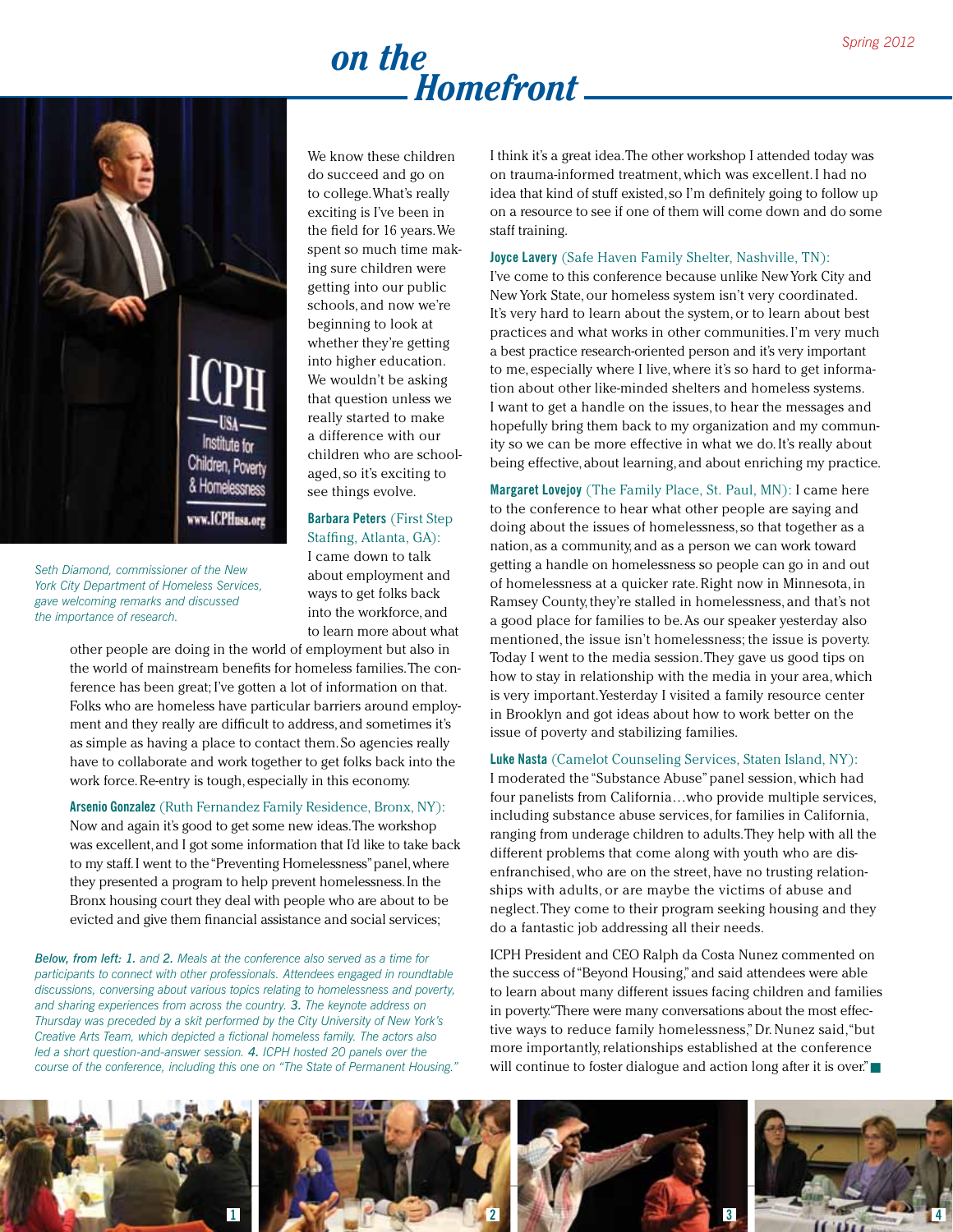# on the Homefront

Seth Diamond, commissioner of the New York City Department of Homeless Services, gave welcoming remarks and discussed the importance of research.

We know these children do succeed and go on to college. What's really exciting is I've been in the field for 16 years. We spent so much time making sure children were getting into our public schools, and now we're beginning to look at whether they're getting into higher education. We wouldn't be asking that question unless we really started to make a difference with our children who are school-aged, so it's exciting to see things evolve.

**Barbara Peters** (First Step Staffing, Atlanta, GA): I came down to talk about employment and ways to get folks back into the workforce, and to learn more about what other people are doing in the world of employment but also in the world of mainstream benefits for homeless families. The conference has been great; I've gotten a lot of information on that. Folks who are homeless have particular barriers around employment and they really are difficult to address, and sometimes it's as simple as having a place to contact them. So agencies really have to collaborate and work together to get folks back into the work force. Re-entry is tough, especially in this economy.

**Arsenio Gonzalez** (Ruth Fernandez Family Residence, Bronx, NY): Now and again it's good to get some new ideas. The workshop was excellent, and I got some information that I'd like to take back to my staff. I went to the "Preventing Homelessness" panel, where they presented a program to help prevent homelessness. In the Bronx housing court they deal with people who are about to be evicted and give them financial assistance and social services; I think it's a great idea. The other workshop I attended today was on trauma-informed treatment, which was excellent. I had no idea that kind of stuff existed, so I'm definitely going to follow up on a resource to see if one of them will come down and do some staff training.

**Joyce Lavery** (Safe Haven Family Shelter, Nashville, TN): I've come to this conference because unlike New York City and New York State, our homeless system isn't very coordinated. It's very hard to learn about the system, or to learn about best practices and what works in other communities. I'm very much a best practice research-oriented person and it's very important to me, especially where I live, where it's so hard to get information about other like-minded shelters and homeless systems. I want to get a handle on the issues, to hear the messages and hopefully bring them back to my organization and my community so we can be more effective in what we do. It's really about being effective, about learning, and about enriching my practice.

**Margaret Lovejoy** (The Family Place, St. Paul, MN): I came here to the conference to hear what other people are saying and doing about the issues of homelessness, so that together as a nation, as a community, and as a person we can work toward getting a handle on homelessness so people can go in and out of homelessness at a quicker rate. Right now in Minnesota, in Ramsey County, they're stalled in homelessness, and that's not a good place for families to be. As our speaker yesterday also mentioned, the issue isn't homelessness; the issue is poverty. Today I went to the media session. They gave us good tips on how to stay in relationship with the media in your area, which is very important. Yesterday I visited a family resource center in Brooklyn and got ideas about how to work better on the issue of poverty and stabilizing families.

**Luke Nasta** (Camelot Counseling Services, Staten Island, NY): I moderated the "Substance Abuse" panel session, which had four panelists from California…who provide multiple services, including substance abuse services, for families in California, ranging from underage children to adults. They help with all the different problems that come along with youth who are disenfranchised, who are on the street, have no trusting relationships with adults, or are maybe the victims of abuse and neglect. They come to their program seeking housing and they do a fantastic job addressing all their needs.

ICPH President and CEO Ralph da Costa Nunez commented on the success of "Beyond Housing," and said attendees were able to learn about many different issues facing children and families in poverty. "There were many conversations about the most effective ways to reduce family homelessness," Dr. Nunez said, "but more importantly, relationships established at the conference will continue to foster dialogue and action long after it is over." ■

*Below, from left: **1.** and **2.** Meals at the conference also served as a time for participants to connect with other professionals. Attendees engaged in roundtable discussions, conversing about various topics relating to homelessness and poverty, and sharing experiences from across the country. **3.** The keynote address on Thursday was preceded by a skit performed by the City University of New York's Creative Arts Team, which depicted a fictional homeless family. The actors also led a short question-and-answer session. **4.** ICPH hosted 20 panels over the course of the conference, including this one on "The State of Permanent Housing."*